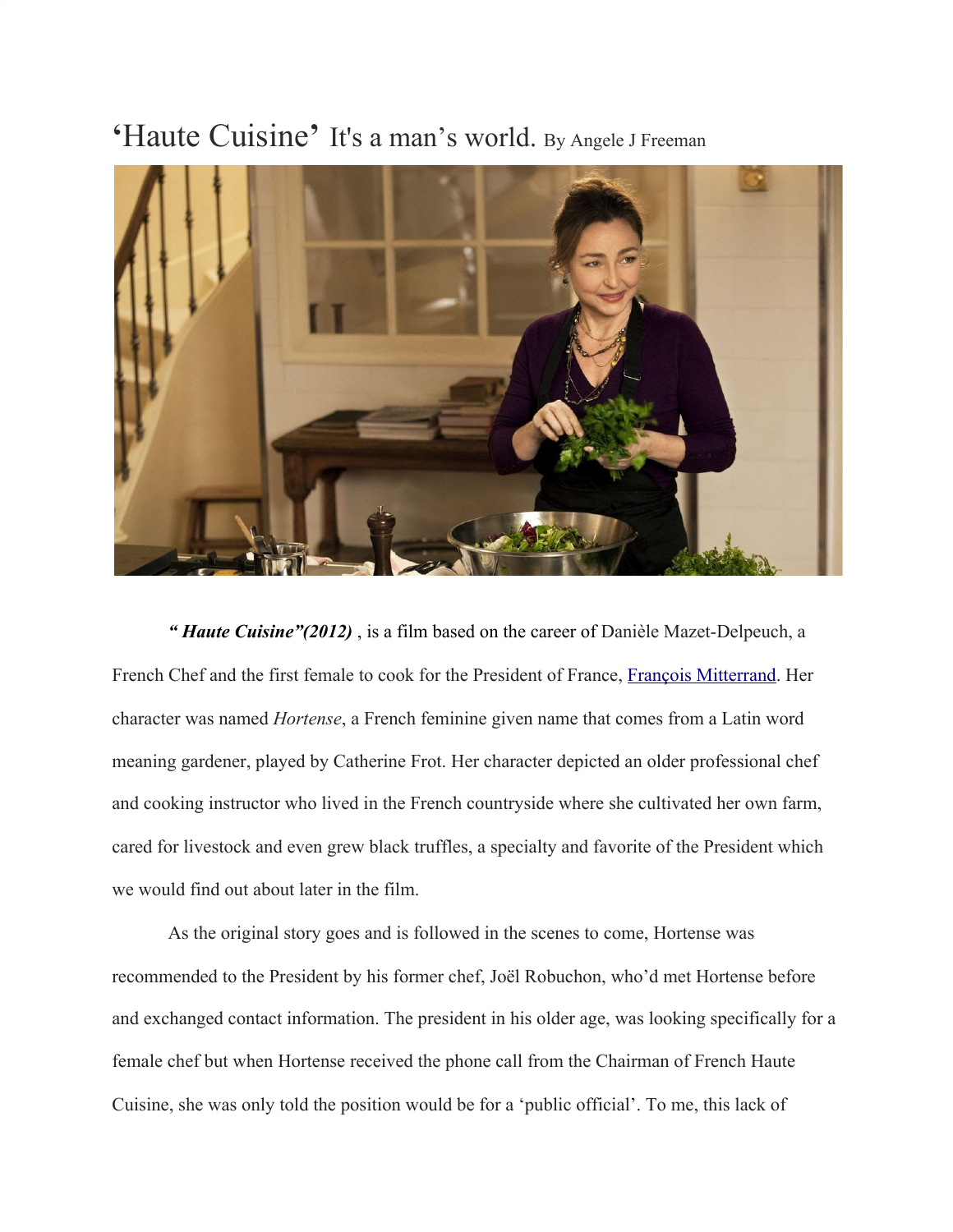# 'Haute Cuisine' It's a man's world. By Angele J Freeman

***" Haute Cuisine"(2012)*** , is a film based on the career of Danièle Mazet-Delpeuch, a French Chef and the first female to cook for the President of France, [François Mitterrand](). Her character was named *Hortense*, a French feminine given name that comes from a Latin word meaning gardener, played by Catherine Frot. Her character depicted an older professional chef and cooking instructor who lived in the French countryside where she cultivated her own farm, cared for livestock and even grew black truffles, a specialty and favorite of the President which we would find out about later in the film.

As the original story goes and is followed in the scenes to come, Hortense was recommended to the President by his former chef, Joël Robuchon, who'd met Hortense before and exchanged contact information. The president in his older age, was looking specifically for a female chef but when Hortense received the phone call from the Chairman of French Haute Cuisine, she was only told the position would be for a 'public official'. To me, this lack of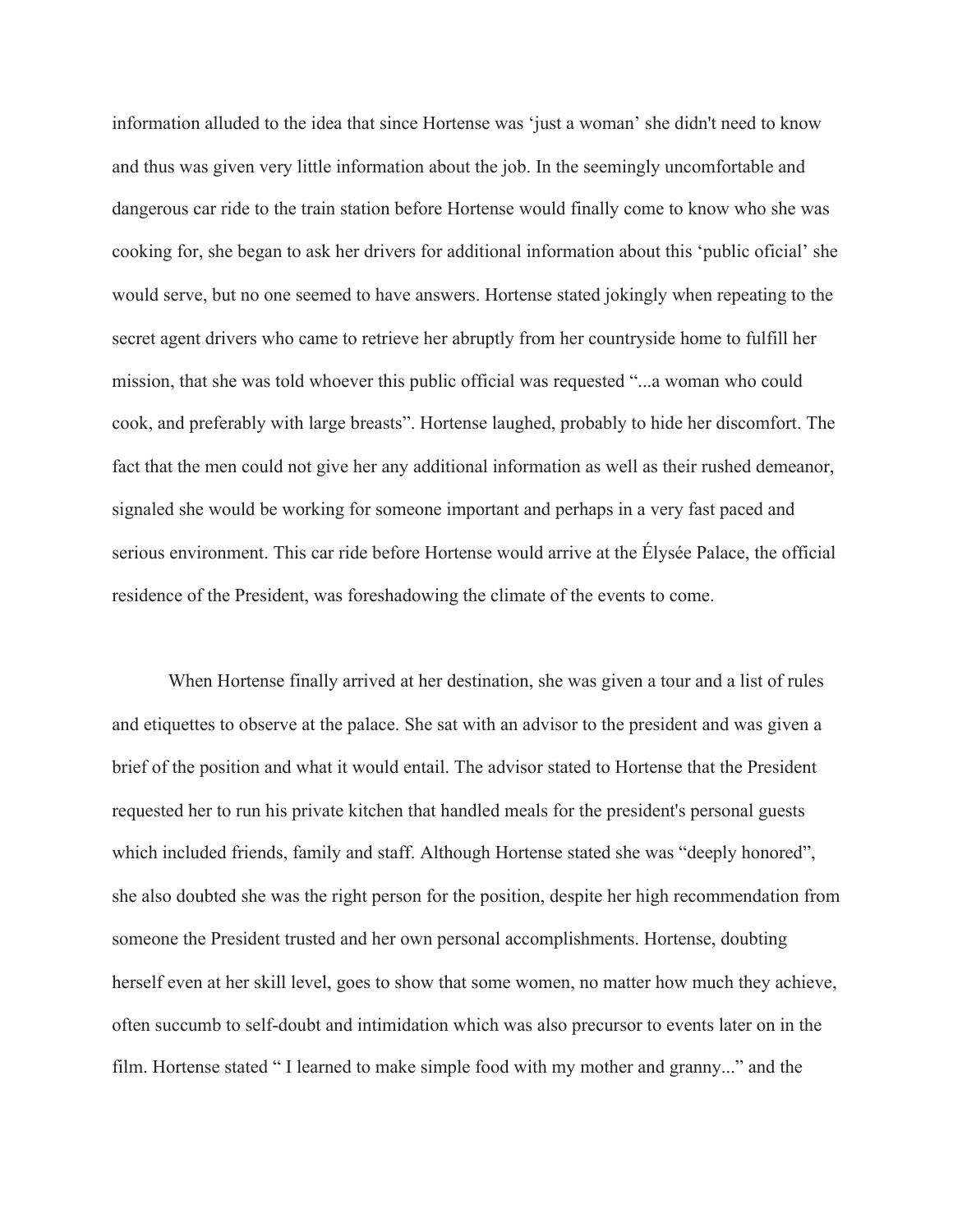information alluded to the idea that since Hortense was 'just a woman' she didn't need to know and thus was given very little information about the job. In the seemingly uncomfortable and dangerous car ride to the train station before Hortense would finally come to know who she was cooking for, she began to ask her drivers for additional information about this 'public oficial' she would serve, but no one seemed to have answers. Hortense stated jokingly when repeating to the secret agent drivers who came to retrieve her abruptly from her countryside home to fulfill her mission, that she was told whoever this public official was requested "...a woman who could cook, and preferably with large breasts". Hortense laughed, probably to hide her discomfort. The fact that the men could not give her any additional information as well as their rushed demeanor, signaled she would be working for someone important and perhaps in a very fast paced and serious environment. This car ride before Hortense would arrive at the Élysée Palace, the official residence of the President, was foreshadowing the climate of the events to come.

When Hortense finally arrived at her destination, she was given a tour and a list of rules and etiquettes to observe at the palace. She sat with an advisor to the president and was given a brief of the position and what it would entail. The advisor stated to Hortense that the President requested her to run his private kitchen that handled meals for the president's personal guests which included friends, family and staff. Although Hortense stated she was "deeply honored", she also doubted she was the right person for the position, despite her high recommendation from someone the President trusted and her own personal accomplishments. Hortense, doubting herself even at her skill level, goes to show that some women, no matter how much they achieve, often succumb to self-doubt and intimidation which was also precursor to events later on in the film. Hortense stated " I learned to make simple food with my mother and granny..." and the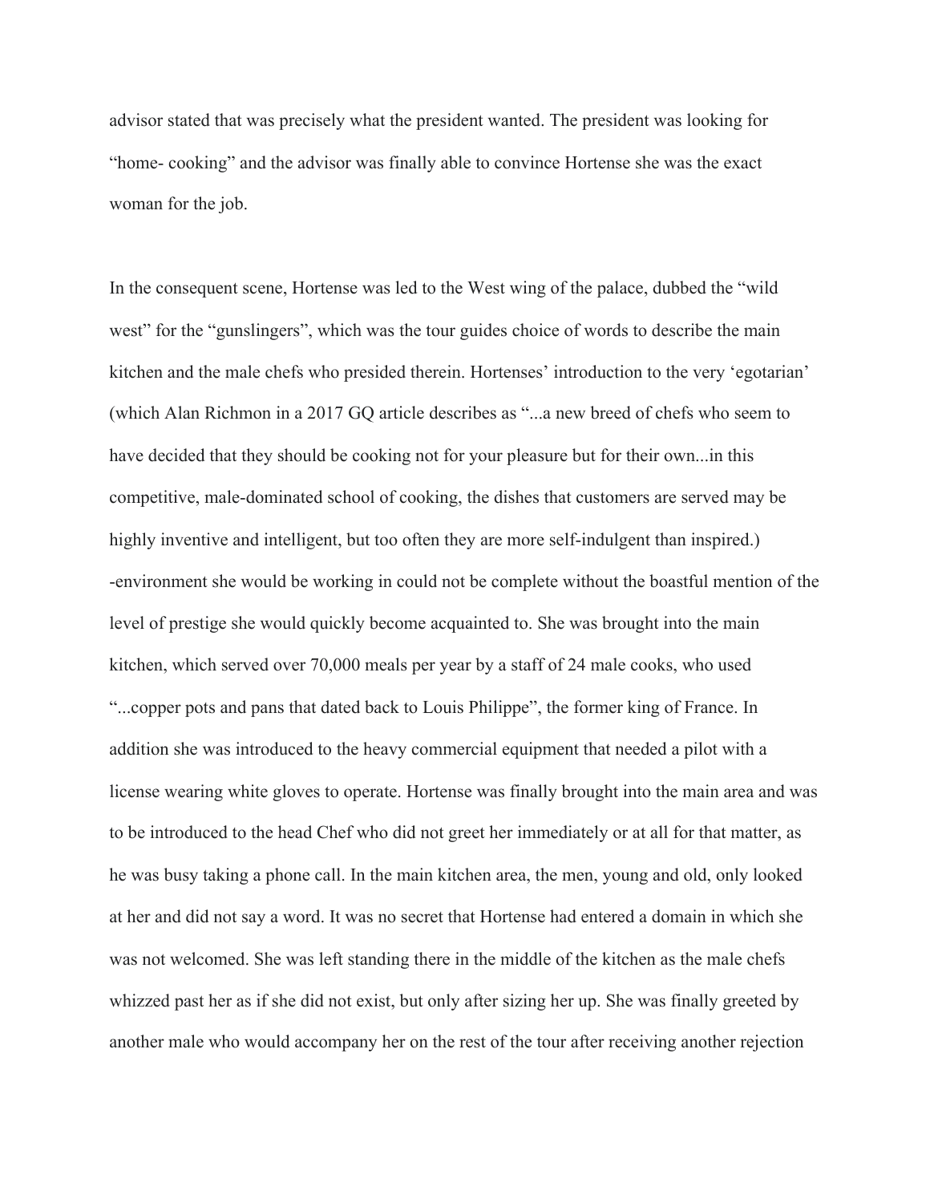advisor stated that was precisely what the president wanted. The president was looking for "home- cooking" and the advisor was finally able to convince Hortense she was the exact woman for the job.

In the consequent scene, Hortense was led to the West wing of the palace, dubbed the "wild west" for the "gunslingers", which was the tour guides choice of words to describe the main kitchen and the male chefs who presided therein. Hortenses' introduction to the very 'egotarian' (which Alan Richmon in a 2017 GQ article describes as "...a new breed of chefs who seem to have decided that they should be cooking not for your pleasure but for their own...in this competitive, male-dominated school of cooking, the dishes that customers are served may be highly inventive and intelligent, but too often they are more self-indulgent than inspired.) -environment she would be working in could not be complete without the boastful mention of the level of prestige she would quickly become acquainted to. She was brought into the main kitchen, which served over 70,000 meals per year by a staff of 24 male cooks, who used "...copper pots and pans that dated back to Louis Philippe", the former king of France. In addition she was introduced to the heavy commercial equipment that needed a pilot with a license wearing white gloves to operate. Hortense was finally brought into the main area and was to be introduced to the head Chef who did not greet her immediately or at all for that matter, as he was busy taking a phone call. In the main kitchen area, the men, young and old, only looked at her and did not say a word. It was no secret that Hortense had entered a domain in which she was not welcomed. She was left standing there in the middle of the kitchen as the male chefs whizzed past her as if she did not exist, but only after sizing her up. She was finally greeted by another male who would accompany her on the rest of the tour after receiving another rejection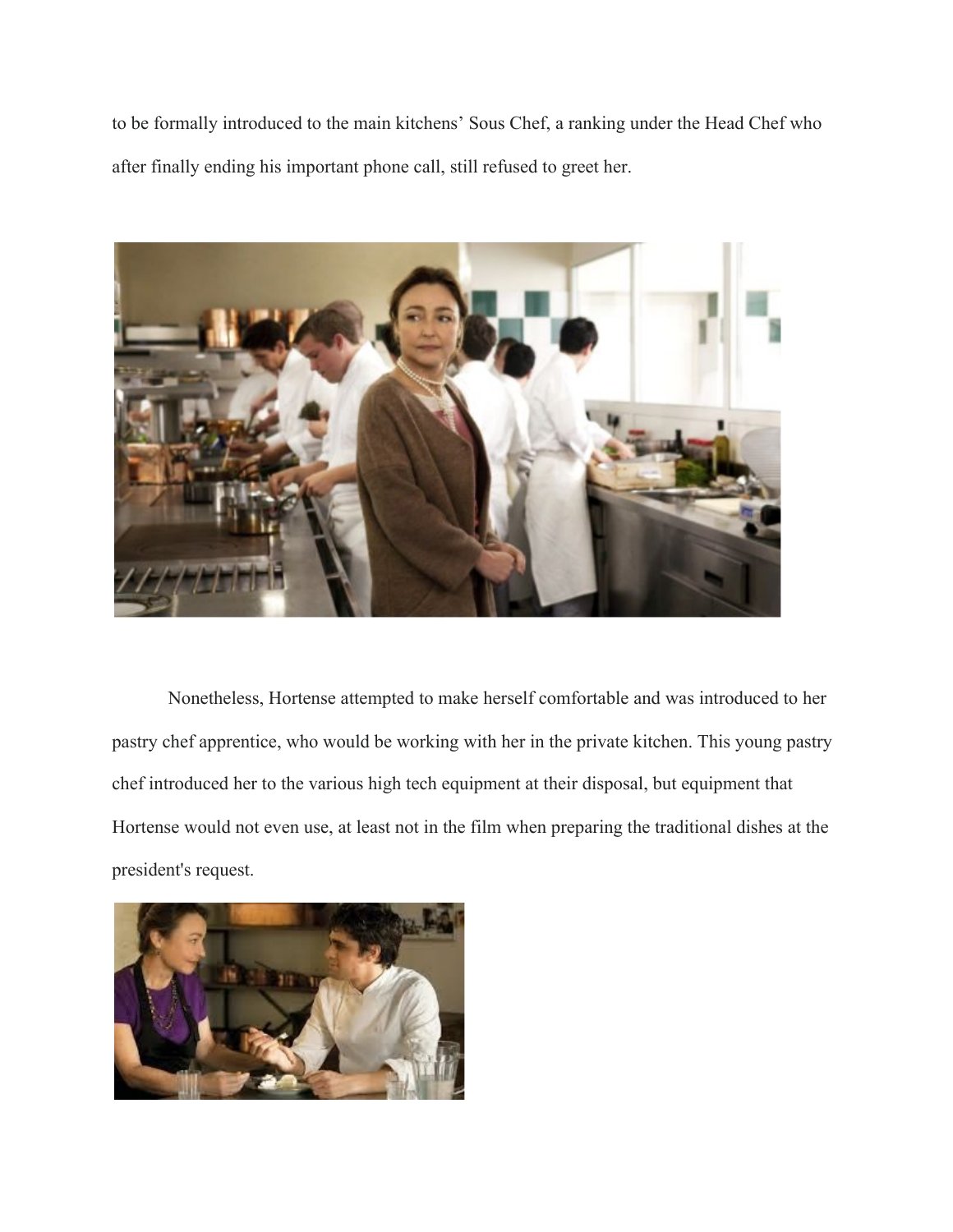to be formally introduced to the main kitchens' Sous Chef, a ranking under the Head Chef who after finally ending his important phone call, still refused to greet her.

Nonetheless, Hortense attempted to make herself comfortable and was introduced to her pastry chef apprentice, who would be working with her in the private kitchen. This young pastry chef introduced her to the various high tech equipment at their disposal, but equipment that Hortense would not even use, at least not in the film when preparing the traditional dishes at the president's request.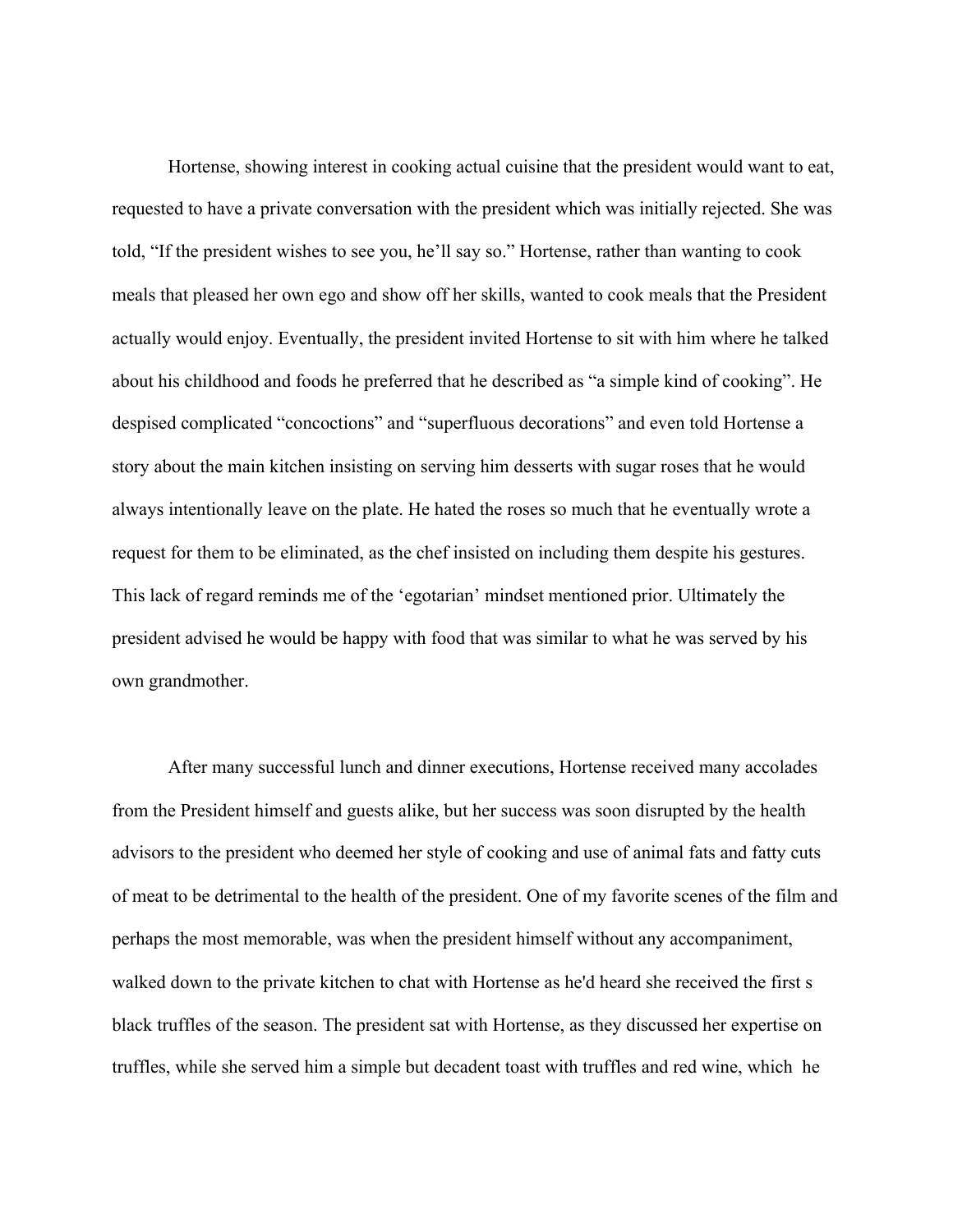Hortense, showing interest in cooking actual cuisine that the president would want to eat, requested to have a private conversation with the president which was initially rejected. She was told, “If the president wishes to see you, he’ll say so.” Hortense, rather than wanting to cook meals that pleased her own ego and show off her skills, wanted to cook meals that the President actually would enjoy. Eventually, the president invited Hortense to sit with him where he talked about his childhood and foods he preferred that he described as “a simple kind of cooking”. He despised complicated “concoctions” and “superfluous decorations” and even told Hortense a story about the main kitchen insisting on serving him desserts with sugar roses that he would always intentionally leave on the plate. He hated the roses so much that he eventually wrote a request for them to be eliminated, as the chef insisted on including them despite his gestures. This lack of regard reminds me of the ‘egotarian’ mindset mentioned prior. Ultimately the president advised he would be happy with food that was similar to what he was served by his own grandmother.

After many successful lunch and dinner executions, Hortense received many accolades from the President himself and guests alike, but her success was soon disrupted by the health advisors to the president who deemed her style of cooking and use of animal fats and fatty cuts of meat to be detrimental to the health of the president. One of my favorite scenes of the film and perhaps the most memorable, was when the president himself without any accompaniment, walked down to the private kitchen to chat with Hortense as he'd heard she received the first s black truffles of the season. The president sat with Hortense, as they discussed her expertise on truffles, while she served him a simple but decadent toast with truffles and red wine, which he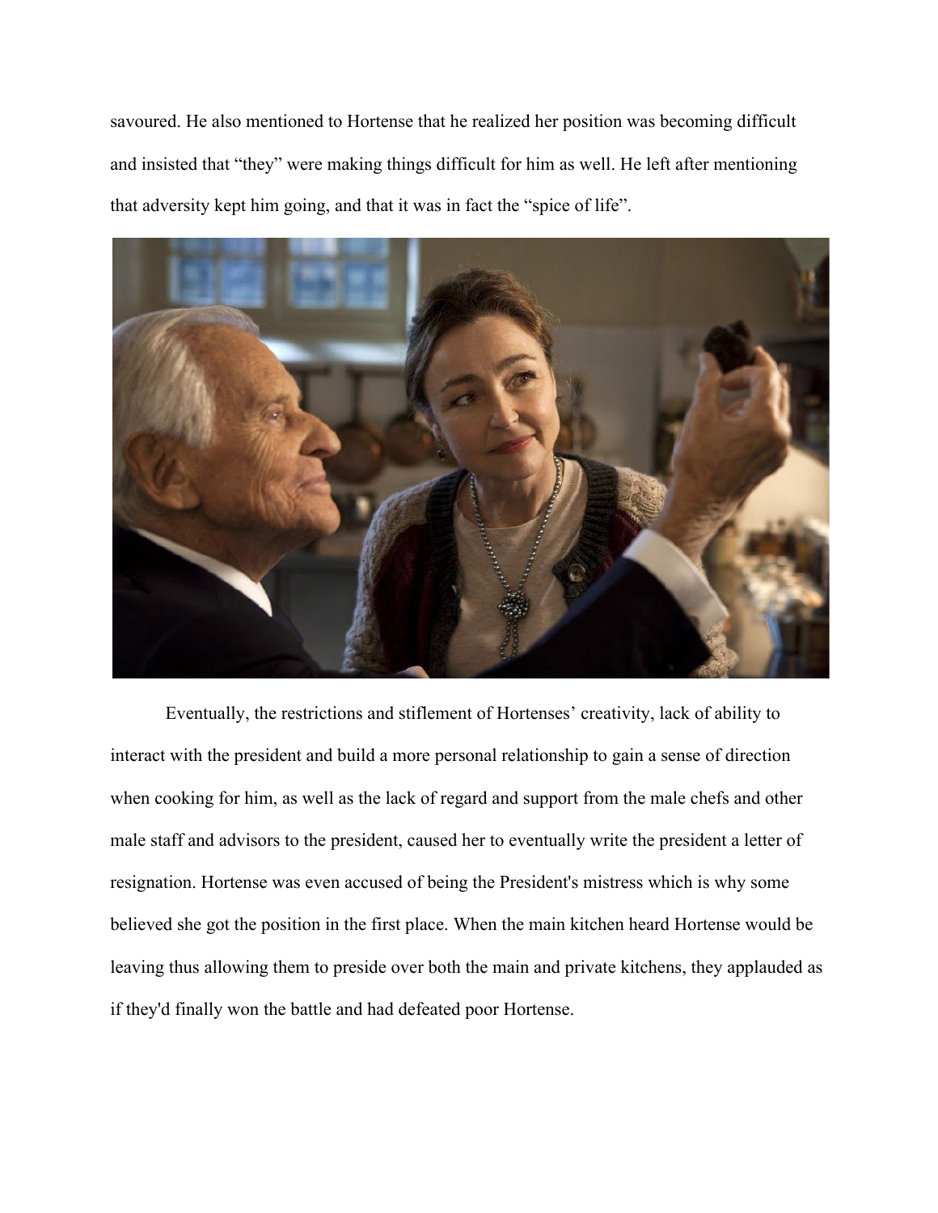savoured. He also mentioned to Hortense that he realized her position was becoming difficult and insisted that "they" were making things difficult for him as well. He left after mentioning that adversity kept him going, and that it was in fact the "spice of life".

Eventually, the restrictions and stiflement of Hortenses' creativity, lack of ability to interact with the president and build a more personal relationship to gain a sense of direction when cooking for him, as well as the lack of regard and support from the male chefs and other male staff and advisors to the president, caused her to eventually write the president a letter of resignation. Hortense was even accused of being the President's mistress which is why some believed she got the position in the first place. When the main kitchen heard Hortense would be leaving thus allowing them to preside over both the main and private kitchens, they applauded as if they'd finally won the battle and had defeated poor Hortense.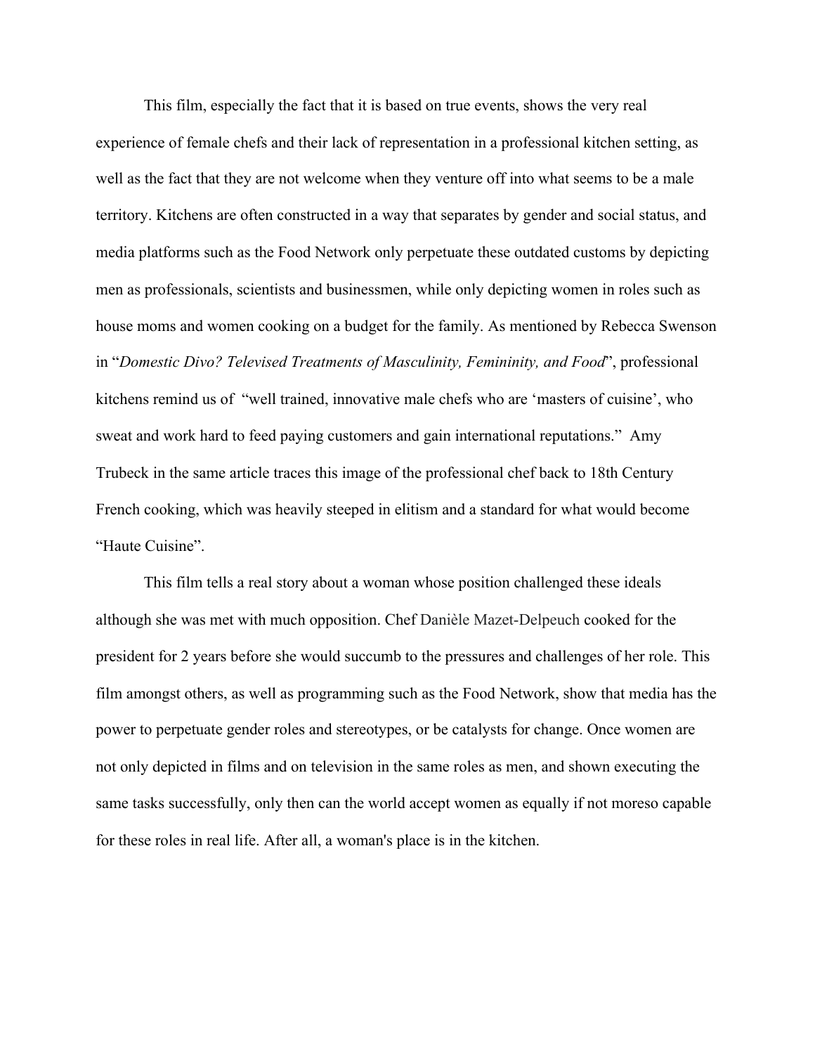This film, especially the fact that it is based on true events, shows the very real experience of female chefs and their lack of representation in a professional kitchen setting, as well as the fact that they are not welcome when they venture off into what seems to be a male territory. Kitchens are often constructed in a way that separates by gender and social status, and media platforms such as the Food Network only perpetuate these outdated customs by depicting men as professionals, scientists and businessmen, while only depicting women in roles such as house moms and women cooking on a budget for the family. As mentioned by Rebecca Swenson in "*Domestic Divo? Televised Treatments of Masculinity, Femininity, and Food*", professional kitchens remind us of "well trained, innovative male chefs who are 'masters of cuisine', who sweat and work hard to feed paying customers and gain international reputations." Amy Trubeck in the same article traces this image of the professional chef back to 18th Century French cooking, which was heavily steeped in elitism and a standard for what would become "Haute Cuisine".

This film tells a real story about a woman whose position challenged these ideals although she was met with much opposition. Chef Danièle Mazet-Delpeuch cooked for the president for 2 years before she would succumb to the pressures and challenges of her role. This film amongst others, as well as programming such as the Food Network, show that media has the power to perpetuate gender roles and stereotypes, or be catalysts for change. Once women are not only depicted in films and on television in the same roles as men, and shown executing the same tasks successfully, only then can the world accept women as equally if not moreso capable for these roles in real life. After all, a woman's place is in the kitchen.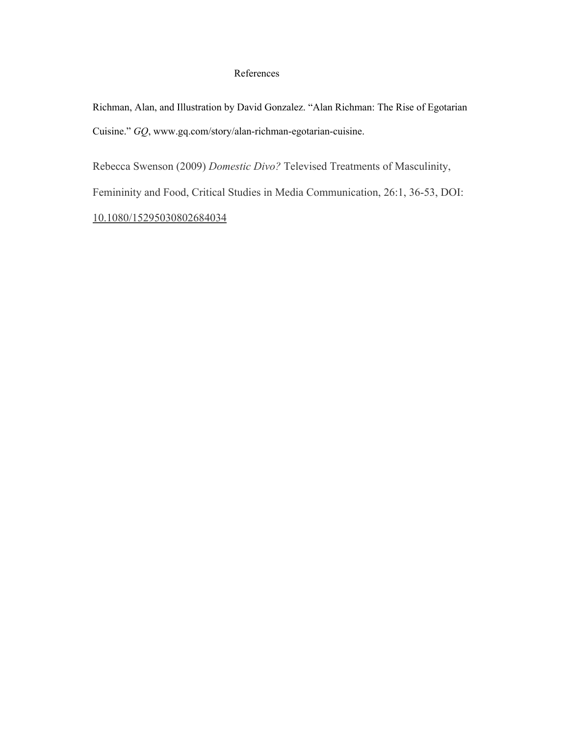# References

Richman, Alan, and Illustration by David Gonzalez. "Alan Richman: The Rise of Egotarian Cuisine." *GQ*, www.gq.com/story/alan-richman-egotarian-cuisine.

Rebecca Swenson (2009) *Domestic Divo?* Televised Treatments of Masculinity, Femininity and Food, Critical Studies in Media Communication, 26:1, 36-53, DOI: 10.1080/15295030802684034